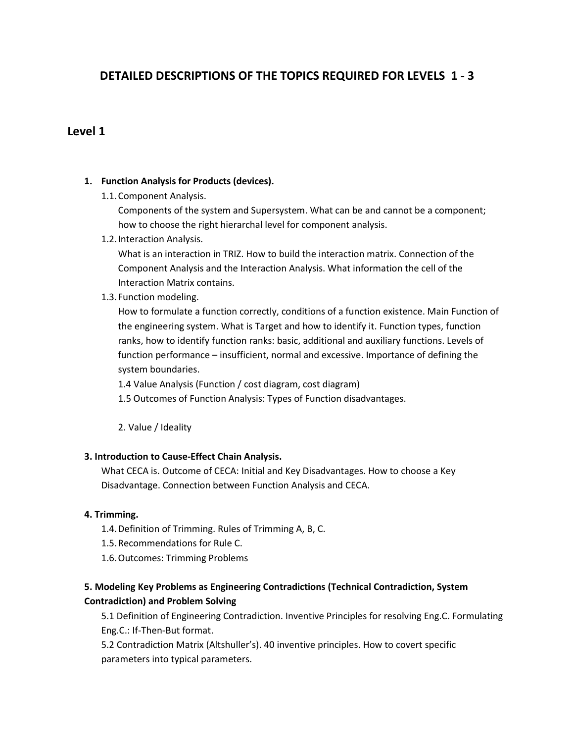# DETAILED DESCRIPTIONS OF THE TOPICS REQUIRED FOR LEVELS 1 - 3

## Level 1

1. **Function Analysis for Products (devices).**
   1.1. Component Analysis.
   Components of the system and Supersystem. What can be and cannot be a component; how to choose the right hierarchal level for component analysis.
   1.2. Interaction Analysis.
   What is an interaction in TRIZ. How to build the interaction matrix. Connection of the Component Analysis and the Interaction Analysis. What information the cell of the Interaction Matrix contains.
   1.3. Function modeling.
   How to formulate a function correctly, conditions of a function existence. Main Function of the engineering system. What is Target and how to identify it. Function types, function ranks, how to identify function ranks: basic, additional and auxiliary functions. Levels of function performance – insufficient, normal and excessive. Importance of defining the system boundaries.
   1.4 Value Analysis (Function / cost diagram, cost diagram)
   1.5 Outcomes of Function Analysis: Types of Function disadvantages.

   2. Value / Ideality

**3. Introduction to Cause-Effect Chain Analysis.**
What CECA is. Outcome of CECA: Initial and Key Disadvantages. How to choose a Key Disadvantage. Connection between Function Analysis and CECA.

**4. Trimming.**
1.4. Definition of Trimming. Rules of Trimming A, B, C.
1.5. Recommendations for Rule C.
1.6. Outcomes: Trimming Problems

**5. Modeling Key Problems as Engineering Contradictions (Technical Contradiction, System Contradiction) and Problem Solving**
5.1 Definition of Engineering Contradiction. Inventive Principles for resolving Eng.C. Formulating Eng.C.: If-Then-But format.
5.2 Contradiction Matrix (Altshuller's). 40 inventive principles. How to covert specific parameters into typical parameters.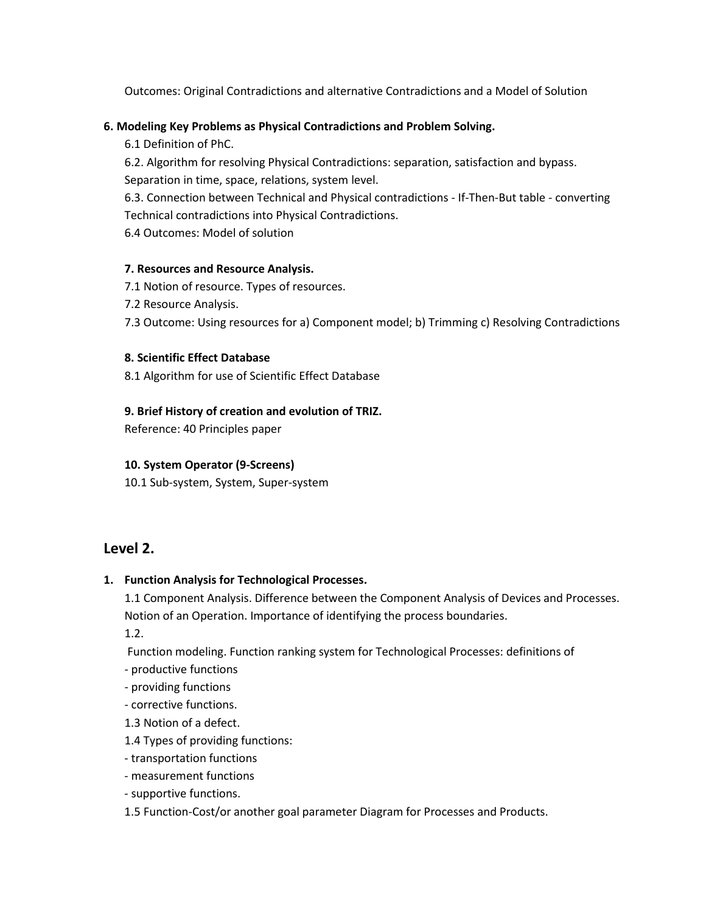Outcomes: Original Contradictions and alternative Contradictions and a Model of Solution

**6. Modeling Key Problems as Physical Contradictions and Problem Solving.**

6.1 Definition of PhC.

6.2. Algorithm for resolving Physical Contradictions: separation, satisfaction and bypass. Separation in time, space, relations, system level.

6.3. Connection between Technical and Physical contradictions - If-Then-But table - converting Technical contradictions into Physical Contradictions.

6.4 Outcomes: Model of solution

**7. Resources and Resource Analysis.**

7.1 Notion of resource. Types of resources.

7.2 Resource Analysis.

7.3 Outcome: Using resources for a) Component model; b) Trimming c) Resolving Contradictions

**8. Scientific Effect Database**

8.1 Algorithm for use of Scientific Effect Database

**9. Brief History of creation and evolution of TRIZ.**

Reference: 40 Principles paper

**10. System Operator (9-Screens)**

10.1 Sub-system, System, Super-system

## Level 2.

**1. Function Analysis for Technological Processes.**

1.1 Component Analysis. Difference between the Component Analysis of Devices and Processes. Notion of an Operation. Importance of identifying the process boundaries.

1.2.

Function modeling. Function ranking system for Technological Processes: definitions of

- productive functions
- providing functions
- corrective functions.

1.3 Notion of a defect.

1.4 Types of providing functions:

- transportation functions
- measurement functions
- supportive functions.

1.5 Function-Cost/or another goal parameter Diagram for Processes and Products.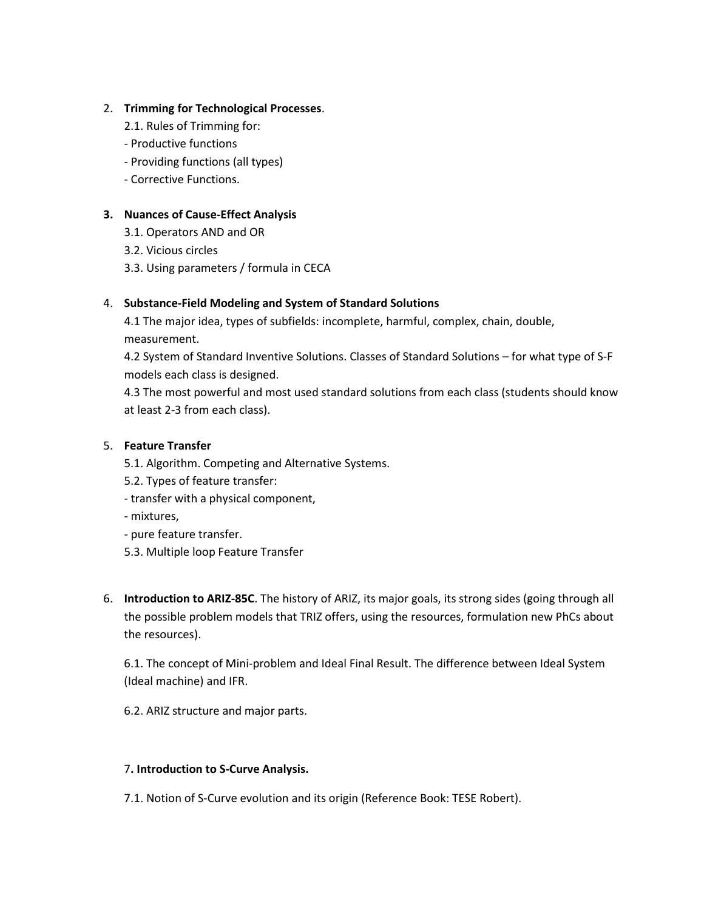2. **Trimming for Technological Processes**.

   2.1. Rules of Trimming for:

   - Productive functions
   - Providing functions (all types)
   - Corrective Functions.

3. **Nuances of Cause-Effect Analysis**

   3.1. Operators AND and OR

   3.2. Vicious circles

   3.3. Using parameters / formula in CECA

4. **Substance-Field Modeling and System of Standard Solutions**

   4.1 The major idea, types of subfields: incomplete, harmful, complex, chain, double, measurement.

   4.2 System of Standard Inventive Solutions. Classes of Standard Solutions – for what type of S-F models each class is designed.

   4.3 The most powerful and most used standard solutions from each class (students should know at least 2-3 from each class).

5. **Feature Transfer**

   5.1. Algorithm. Competing and Alternative Systems.

   5.2. Types of feature transfer:

   - transfer with a physical component,
   - mixtures,
   - pure feature transfer.

   5.3. Multiple loop Feature Transfer

6. **Introduction to ARIZ-85C**. The history of ARIZ, its major goals, its strong sides (going through all the possible problem models that TRIZ offers, using the resources, formulation new PhCs about the resources).

   6.1. The concept of Mini-problem and Ideal Final Result. The difference between Ideal System (Ideal machine) and IFR.

   6.2. ARIZ structure and major parts.

7**. Introduction to S-Curve Analysis.**

7.1. Notion of S-Curve evolution and its origin (Reference Book: TESE Robert).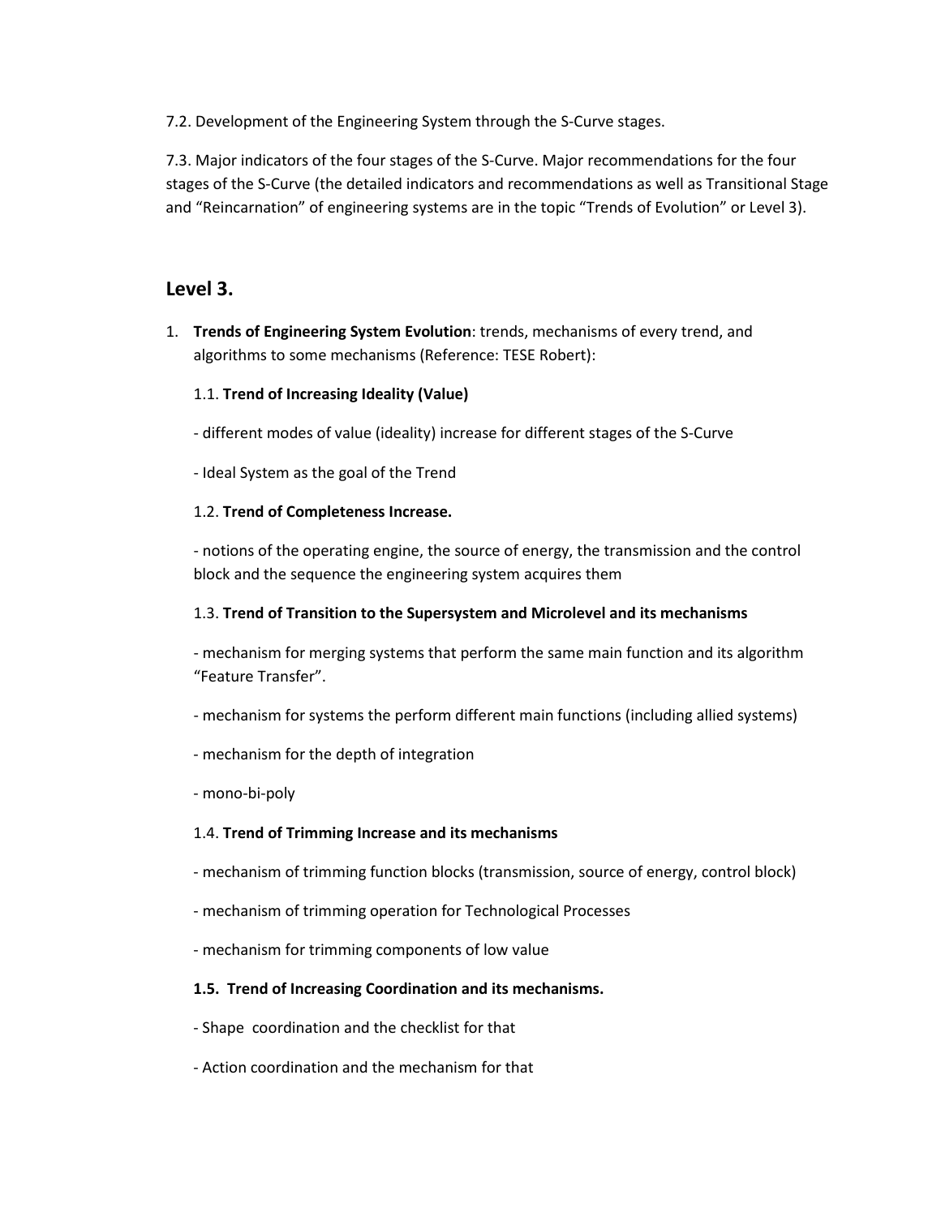7.2. Development of the Engineering System through the S-Curve stages.

7.3. Major indicators of the four stages of the S-Curve. Major recommendations for the four stages of the S-Curve (the detailed indicators and recommendations as well as Transitional Stage and "Reincarnation" of engineering systems are in the topic "Trends of Evolution" or Level 3).

## Level 3.

1. **Trends of Engineering System Evolution**: trends, mechanisms of every trend, and algorithms to some mechanisms (Reference: TESE Robert):

   1.1. **Trend of Increasing Ideality (Value)**

   - different modes of value (ideality) increase for different stages of the S-Curve

   - Ideal System as the goal of the Trend

   1.2. **Trend of Completeness Increase.**

   - notions of the operating engine, the source of energy, the transmission and the control block and the sequence the engineering system acquires them

   1.3. **Trend of Transition to the Supersystem and Microlevel and its mechanisms**

   - mechanism for merging systems that perform the same main function and its algorithm "Feature Transfer".

   - mechanism for systems the perform different main functions (including allied systems)

   - mechanism for the depth of integration

   - mono-bi-poly

   1.4. **Trend of Trimming Increase and its mechanisms**

   - mechanism of trimming function blocks (transmission, source of energy, control block)

   - mechanism of trimming operation for Technological Processes

   - mechanism for trimming components of low value

   **1.5. Trend of Increasing Coordination and its mechanisms.**

   - Shape coordination and the checklist for that

   - Action coordination and the mechanism for that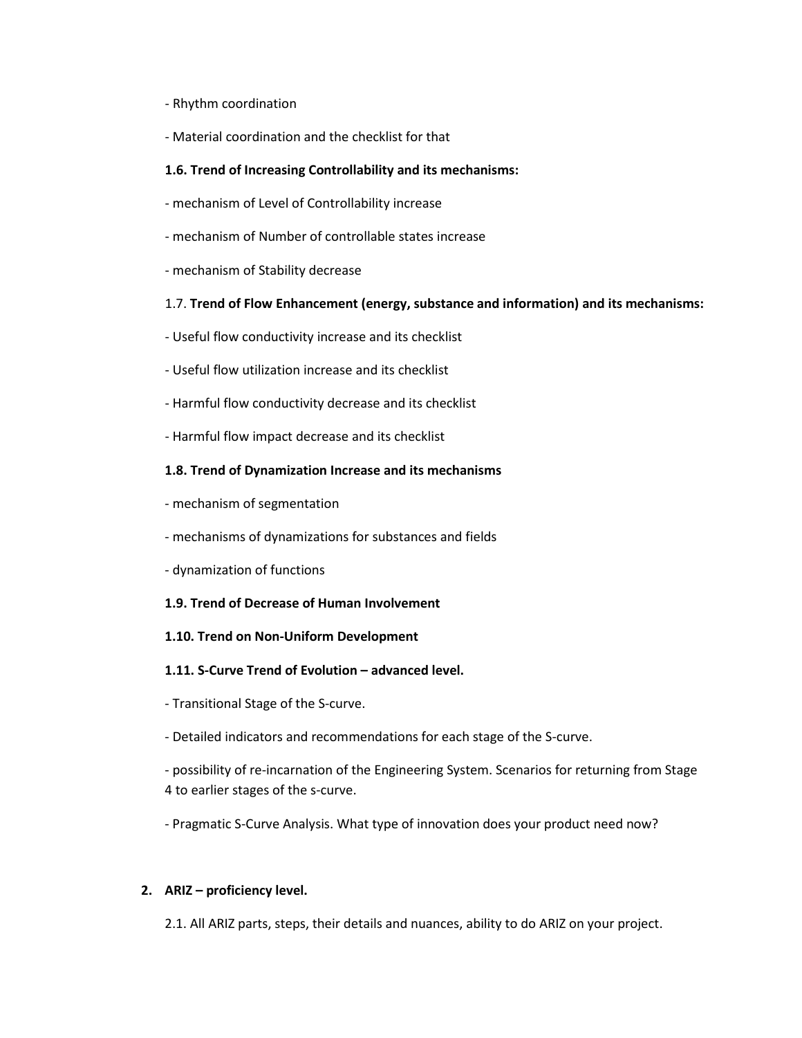- Rhythm coordination

- Material coordination and the checklist for that

**1.6. Trend of Increasing Controllability and its mechanisms:**

- mechanism of Level of Controllability increase

- mechanism of Number of controllable states increase

- mechanism of Stability decrease

1.7. **Trend of Flow Enhancement (energy, substance and information) and its mechanisms:**

- Useful flow conductivity increase and its checklist

- Useful flow utilization increase and its checklist

- Harmful flow conductivity decrease and its checklist

- Harmful flow impact decrease and its checklist

**1.8. Trend of Dynamization Increase and its mechanisms**

- mechanism of segmentation

- mechanisms of dynamizations for substances and fields

- dynamization of functions

**1.9. Trend of Decrease of Human Involvement**

**1.10. Trend on Non-Uniform Development**

**1.11. S-Curve Trend of Evolution – advanced level.**

- Transitional Stage of the S-curve.

- Detailed indicators and recommendations for each stage of the S-curve.

- possibility of re-incarnation of the Engineering System. Scenarios for returning from Stage 4 to earlier stages of the s-curve.

- Pragmatic S-Curve Analysis. What type of innovation does your product need now?

**2. ARIZ – proficiency level.**

2.1. All ARIZ parts, steps, their details and nuances, ability to do ARIZ on your project.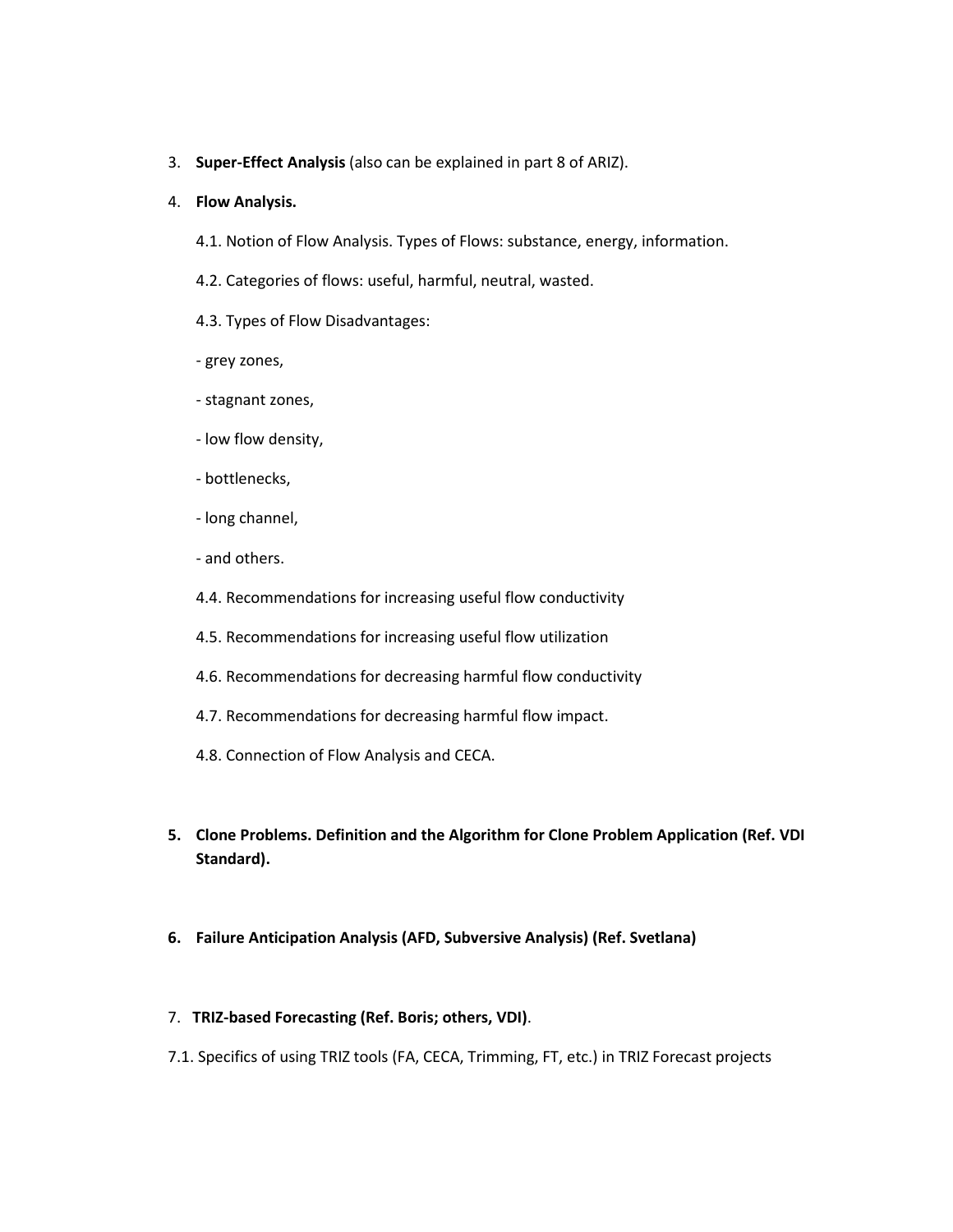3. **Super-Effect Analysis** (also can be explained in part 8 of ARIZ).

4. **Flow Analysis.**

   4.1. Notion of Flow Analysis. Types of Flows: substance, energy, information.

   4.2. Categories of flows: useful, harmful, neutral, wasted.

   4.3. Types of Flow Disadvantages:

   - grey zones,

   - stagnant zones,

   - low flow density,

   - bottlenecks,

   - long channel,

   - and others.

   4.4. Recommendations for increasing useful flow conductivity

   4.5. Recommendations for increasing useful flow utilization

   4.6. Recommendations for decreasing harmful flow conductivity

   4.7. Recommendations for decreasing harmful flow impact.

   4.8. Connection of Flow Analysis and CECA.

5. **Clone Problems. Definition and the Algorithm for Clone Problem Application (Ref. VDI Standard).**

6. **Failure Anticipation Analysis (AFD, Subversive Analysis) (Ref. Svetlana)**

7. **TRIZ-based Forecasting (Ref. Boris; others, VDI)**.

7.1. Specifics of using TRIZ tools (FA, CECA, Trimming, FT, etc.) in TRIZ Forecast projects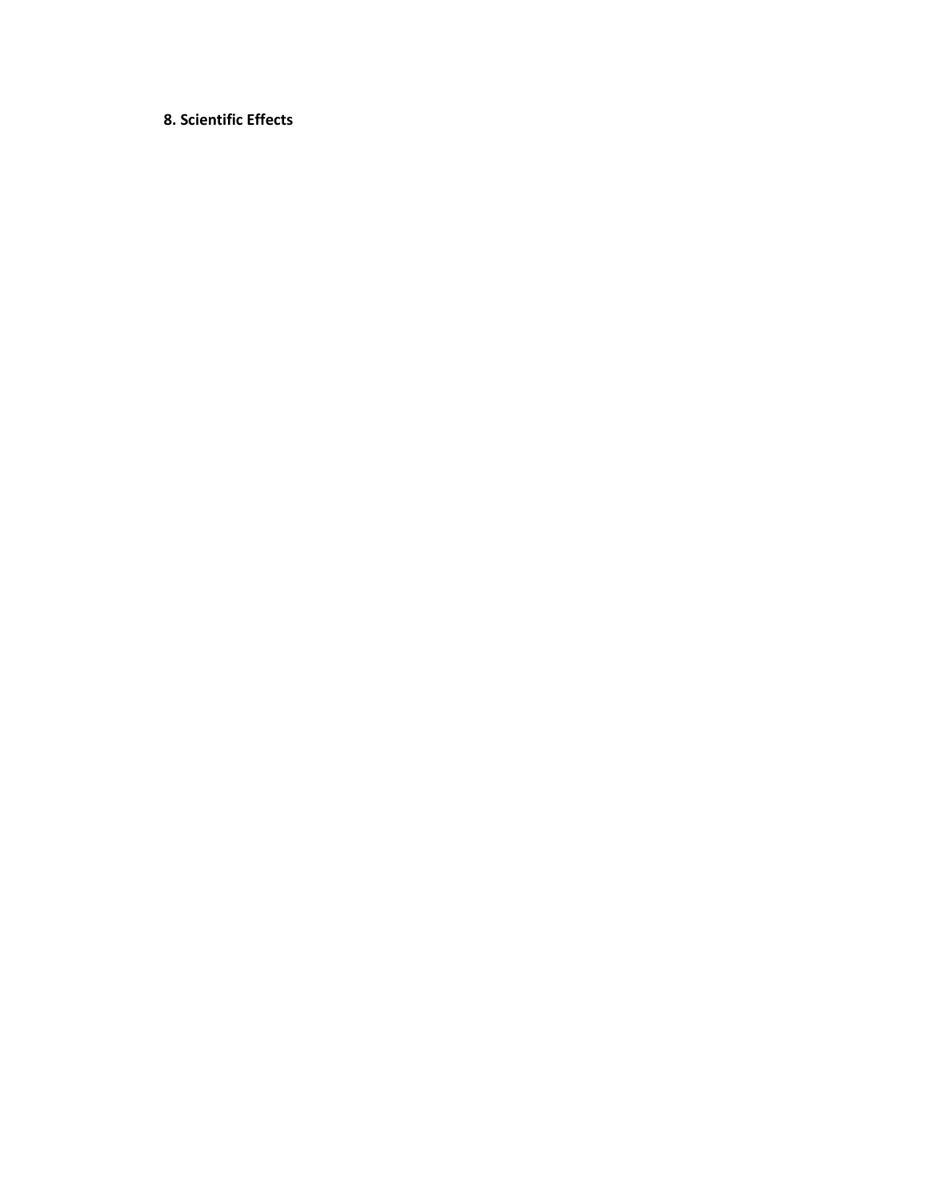**8. Scientific Effects**